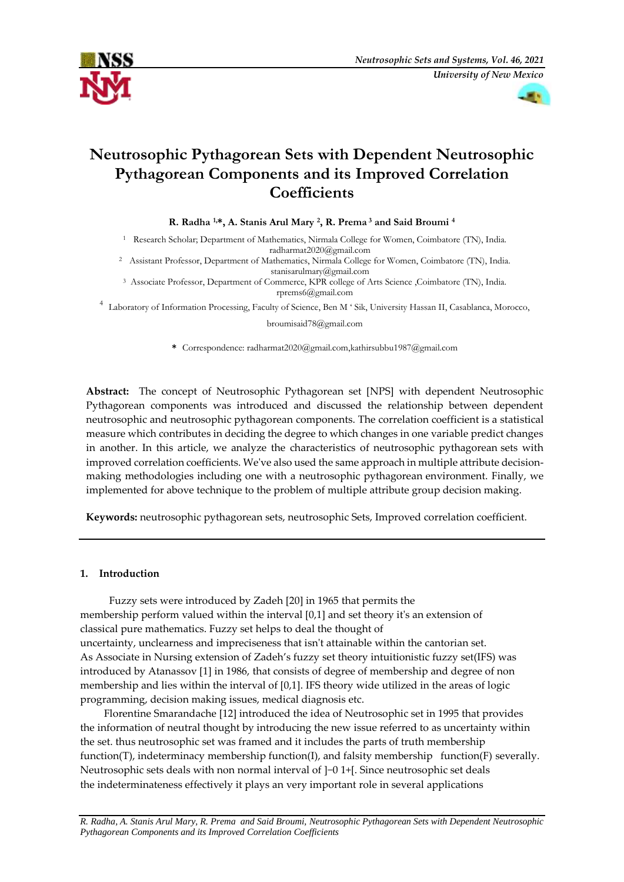# Neutrosophic Pythagorean Sets with Dependent Neutrosophic Pythagorean Components and its Improved Correlation Coefficients

**R. Radha [1,\*], A. Stanis Arul Mary [2], R. Prema [3] and Said Broumi [4]**

[1] Research Scholar; Department of Mathematics, Nirmala College for Women, Coimbatore (TN), India. radharmat2020@gmail.com

[2] Assistant Professor, Department of Mathematics, Nirmala College for Women, Coimbatore (TN), India. stanisarulmary@gmail.com

[3] Associate Professor, Department of Commerce, KPR college of Arts Science ,Coimbatore (TN), India. rprems6@gmail.com

[4] Laboratory of Information Processing, Faculty of Science, Ben M ' Sik, University Hassan II, Casablanca, Morocco, broumisaid78@gmail.com

\* Correspondence: radharmat2020@gmail.com,kathirsubbu1987@gmail.com

**Abstract:** The concept of Neutrosophic Pythagorean set [NPS] with dependent Neutrosophic Pythagorean components was introduced and discussed the relationship between dependent neutrosophic and neutrosophic pythagorean components. The correlation coefficient is a statistical measure which contributes in deciding the degree to which changes in one variable predict changes in another. In this article, we analyze the characteristics of neutrosophic pythagorean sets with improved correlation coefficients. We've also used the same approach in multiple attribute decision-making methodologies including one with a neutrosophic pythagorean environment. Finally, we implemented for above technique to the problem of multiple attribute group decision making.

**Keywords:** neutrosophic pythagorean sets, neutrosophic Sets, Improved correlation coefficient.

## 1. Introduction

Fuzzy sets were introduced by Zadeh [20] in 1965 that permits the membership perform valued within the interval [0,1] and set theory it's an extension of classical pure mathematics. Fuzzy set helps to deal the thought of uncertainty, unclearness and impreciseness that isn't attainable within the cantorian set. As Associate in Nursing extension of Zadeh's fuzzy set theory intuitionistic fuzzy set(IFS) was introduced by Atanassov [1] in 1986, that consists of degree of membership and degree of non membership and lies within the interval of [0,1]. IFS theory wide utilized in the areas of logic programming, decision making issues, medical diagnosis etc.

Florentine Smarandache [12] introduced the idea of Neutrosophic set in 1995 that provides the information of neutral thought by introducing the new issue referred to as uncertainty within the set. thus neutrosophic set was framed and it includes the parts of truth membership function(T), indeterminacy membership function(I), and falsity membership function(F) severally. Neutrosophic sets deals with non normal interval of ]−0 1+[. Since neutrosophic set deals the indeterminateness effectively it plays an very important role in several applications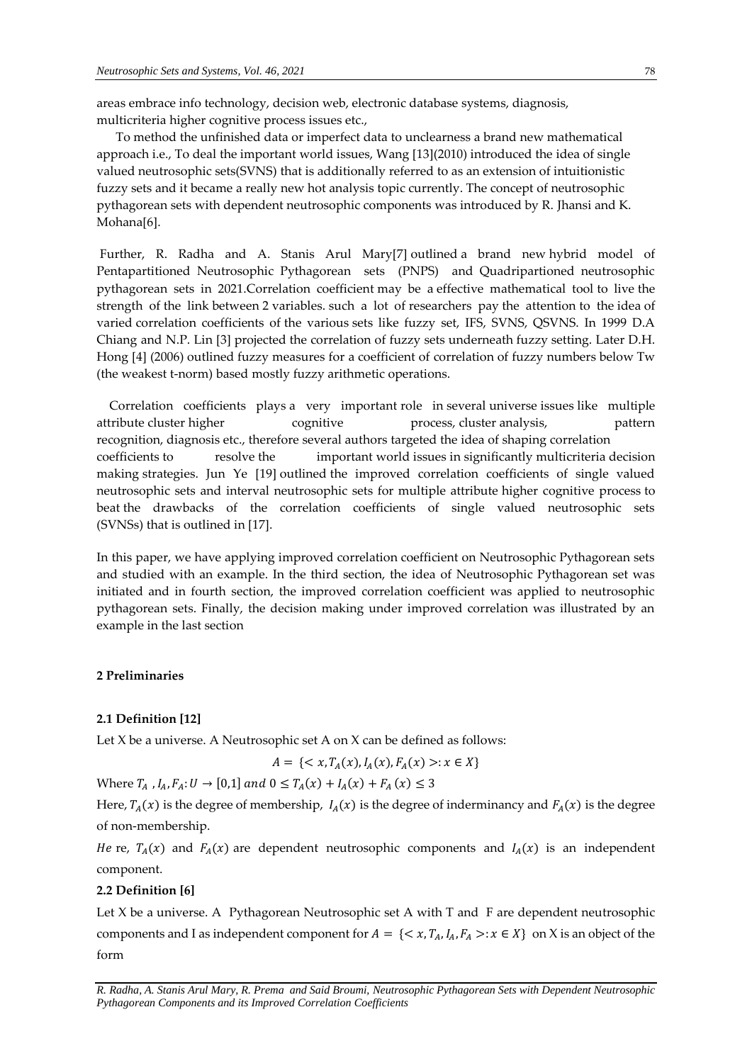areas embrace info technology, decision web, electronic database systems, diagnosis, multicriteria higher cognitive process issues etc.,

To method the unfinished data or imperfect data to unclearness a brand new mathematical approach i.e., To deal the important world issues, Wang [13](2010) introduced the idea of single valued neutrosophic sets(SVNS) that is additionally referred to as an extension of intuitionistic fuzzy sets and it became a really new hot analysis topic currently. The concept of neutrosophic pythagorean sets with dependent neutrosophic components was introduced by R. Jhansi and K. Mohana[6].

Further, R. Radha and A. Stanis Arul Mary[7] outlined a brand new hybrid model of Pentapartitioned Neutrosophic Pythagorean sets (PNPS) and Quadripartioned neutrosophic pythagorean sets in 2021.Correlation coefficient may be a effective mathematical tool to live the strength of the link between 2 variables. such a lot of researchers pay the attention to the idea of varied correlation coefficients of the various sets like fuzzy set, IFS, SVNS, QSVNS. In 1999 D.A Chiang and N.P. Lin [3] projected the correlation of fuzzy sets underneath fuzzy setting. Later D.H. Hong [4] (2006) outlined fuzzy measures for a coefficient of correlation of fuzzy numbers below Tw (the weakest t-norm) based mostly fuzzy arithmetic operations.

Correlation coefficients plays a very important role in several universe issues like multiple attribute cluster higher cognitive process, cluster analysis, pattern recognition, diagnosis etc., therefore several authors targeted the idea of shaping correlation coefficients to resolve the important world issues in significantly multicriteria decision making strategies. Jun Ye [19] outlined the improved correlation coefficients of single valued neutrosophic sets and interval neutrosophic sets for multiple attribute higher cognitive process to beat the drawbacks of the correlation coefficients of single valued neutrosophic sets (SVNSs) that is outlined in [17].

In this paper, we have applying improved correlation coefficient on Neutrosophic Pythagorean sets and studied with an example. In the third section, the idea of Neutrosophic Pythagorean set was initiated and in fourth section, the improved correlation coefficient was applied to neutrosophic pythagorean sets. Finally, the decision making under improved correlation was illustrated by an example in the last section

## 2 Preliminaries

### 2.1 Definition [12]

Let X be a universe. A Neutrosophic set A on X can be defined as follows:

$$A = \{< x, T_A(x), I_A(x), F_A(x) >: x \in X\}$$

Where $T_A$ , $I_A, F_A: U \to [0,1]$ $and$ $0 \leq T_A(x) + I_A(x) + F_A(x) \leq 3$

Here, $T_A(x)$ is the degree of membership, $I_A(x)$ is the degree of inderminancy and $F_A(x)$ is the degree of non-membership.

*He* re, $T_A(x)$ and $F_A(x)$ are dependent neutrosophic components and $I_A(x)$ is an independent component.

### 2.2 Definition [6]

Let X be a universe. A Pythagorean Neutrosophic set A with T and F are dependent neutrosophic components and I as independent component for $A = \{< x, T_A, I_A, F_A >: x \in X\}$ on X is an object of the form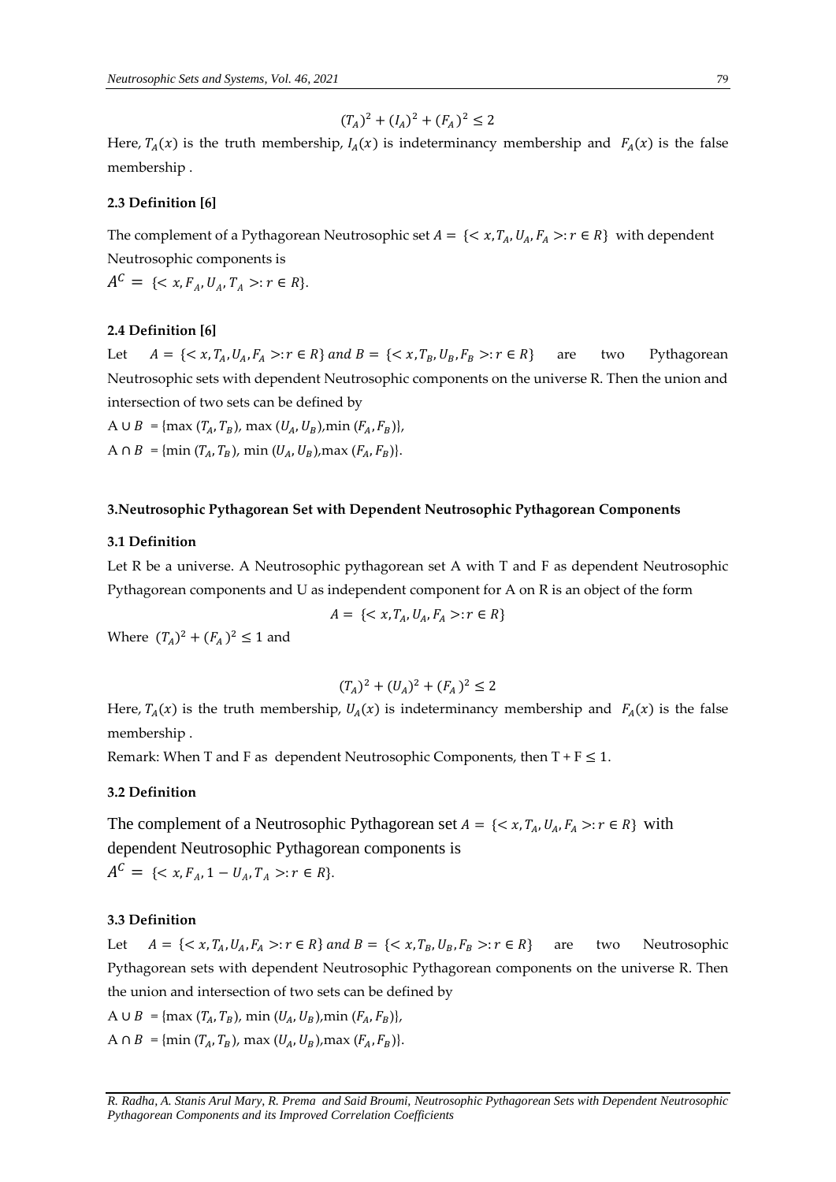$$(T_A)^2 + (I_A)^2 + (F_A)^2 \leq 2$$

Here, $T_A(x)$ is the truth membership, $I_A(x)$ is indeterminancy membership and $F_A(x)$ is the false membership .

**2.3 Definition [6]**

The complement of a Pythagorean Neutrosophic set $A = \{< x, T_A, U_A, F_A >: r \in R\}$ with dependent Neutrosophic components is

$A^C = \{< x, F_A, U_A, T_A >: r \in R\}$.

**2.4 Definition [6]**

Let $A = \{< x, T_A, U_A, F_A >: r \in R\}$ *and* $B = \{< x, T_B, U_B, F_B >: r \in R\}$ are two Pythagorean Neutrosophic sets with dependent Neutrosophic components on the universe R. Then the union and intersection of two sets can be defined by

$A \cup B$ = {max $(T_A, T_B)$, max $(U_A, U_B)$, min $(F_A, F_B)$},

$A \cap B$ = {min $(T_A, T_B)$, min $(U_A, U_B)$, max $(F_A, F_B)$}.

**3.Neutrosophic Pythagorean Set with Dependent Neutrosophic Pythagorean Components**

**3.1 Definition**

Let R be a universe. A Neutrosophic pythagorean set A with T and F as dependent Neutrosophic Pythagorean components and U as independent component for A on R is an object of the form

$$A = \{< x, T_A, U_A, F_A >: r \in R\}$$

Where $(T_A)^2 + (F_A)^2 \leq 1$ and

$$(T_A)^2 + (U_A)^2 + (F_A)^2 \leq 2$$

Here, $T_A(x)$ is the truth membership, $U_A(x)$ is indeterminancy membership and $F_A(x)$ is the false membership .

Remark: When T and F as dependent Neutrosophic Components, then $T + F \leq 1$.

**3.2 Definition**

The complement of a Neutrosophic Pythagorean set $A = \{< x, T_A, U_A, F_A >: r \in R\}$ with dependent Neutrosophic Pythagorean components is

$A^C = \{< x, F_A, 1 - U_A, T_A >: r \in R\}$.

**3.3 Definition**

Let $A = \{< x, T_A, U_A, F_A >: r \in R\}$ *and* $B = \{< x, T_B, U_B, F_B >: r \in R\}$ are two Neutrosophic Pythagorean sets with dependent Neutrosophic Pythagorean components on the universe R. Then the union and intersection of two sets can be defined by

$A \cup B$ = {max $(T_A, T_B)$, min $(U_A, U_B)$, min $(F_A, F_B)$},

$A \cap B$ = {min $(T_A, T_B)$, max $(U_A, U_B)$, max $(F_A, F_B)$}.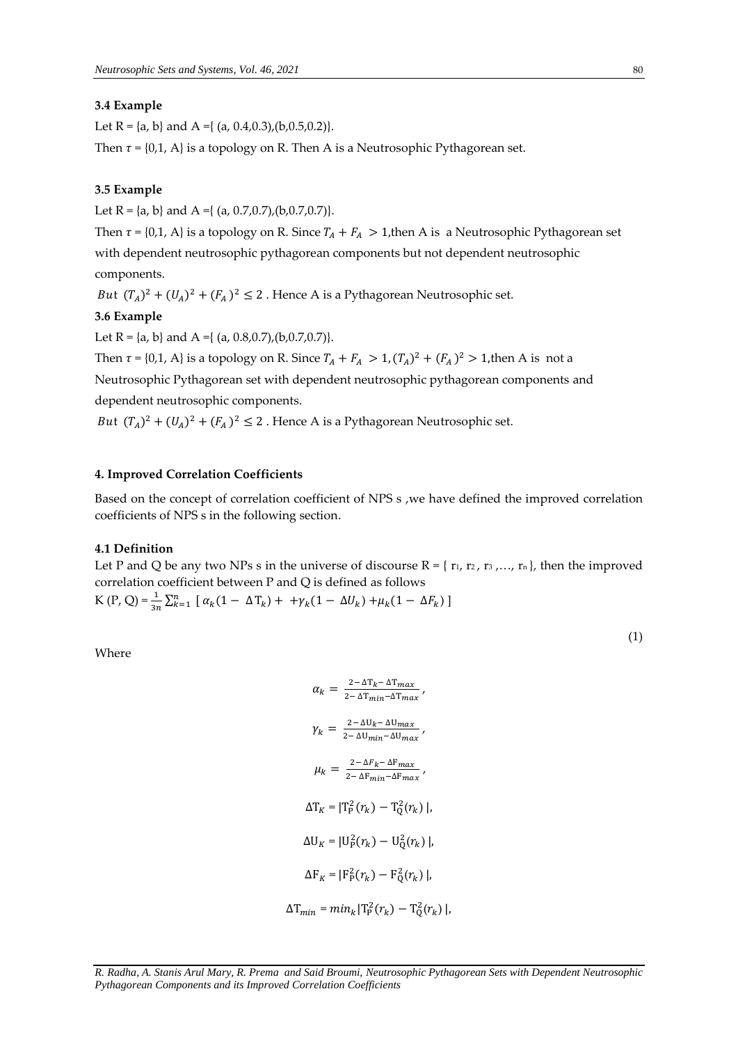### 3.4 Example

Let R = {a, b} and A ={ (a, 0.4,0.3),(b,0.5,0.2)}.

Then $\tau$ = {0,1, A} is a topology on R. Then A is a Neutrosophic Pythagorean set.

### 3.5 Example

Let R = {a, b} and A ={ (a, 0.7,0.7),(b,0.7,0.7)}.

Then $\tau$ = {0,1, A} is a topology on R. Since $T_A + F_A > 1$,then A is a Neutrosophic Pythagorean set with dependent neutrosophic pythagorean components but not dependent neutrosophic components.

*But* $(T_A)^2 + (U_A)^2 + (F_A)^2 \leq 2$ . Hence A is a Pythagorean Neutrosophic set.

### 3.6 Example

Let R = {a, b} and A ={ (a, 0.8,0.7),(b,0.7,0.7)}.

Then $\tau$ = {0,1, A} is a topology on R. Since $T_A + F_A > 1, (T_A)^2 + (F_A)^2 > 1$,then A is not a Neutrosophic Pythagorean set with dependent neutrosophic pythagorean components and dependent neutrosophic components.

*But* $(T_A)^2 + (U_A)^2 + (F_A)^2 \leq 2$ . Hence A is a Pythagorean Neutrosophic set.

## 4. Improved Correlation Coefficients

Based on the concept of correlation coefficient of NPS s ,we have defined the improved correlation coefficients of NPS s in the following section.

### 4.1 Definition

Let P and Q be any two NPs s in the universe of discourse R = { $r_1$, $r_2$, $r_3$ ,…, $r_n$ }, then the improved correlation coefficient between P and Q is defined as follows

$$K(P, Q) = \frac{1}{3n}\sum_{k=1}^{n} [\, \alpha_k(1 - \Delta T_k) + +\gamma_k(1 - \Delta U_k) + \mu_k(1 - \Delta F_k) \,] \tag{1}$$

Where

$$\alpha_k = \frac{2 - \Delta T_k - \Delta T_{max}}{2 - \Delta T_{min} - \Delta T_{max}},$$

$$\gamma_k = \frac{2 - \Delta U_k - \Delta U_{max}}{2 - \Delta U_{min} - \Delta U_{max}},$$

$$\mu_k = \frac{2 - \Delta F_k - \Delta F_{max}}{2 - \Delta F_{min} - \Delta F_{max}},$$

$$\Delta T_K = |T_P^2(r_k) - T_Q^2(r_k)|,$$

$$\Delta U_K = |U_P^2(r_k) - U_Q^2(r_k)|,$$

$$\Delta F_K = |F_P^2(r_k) - F_Q^2(r_k)|,$$

$$\Delta T_{min} = min_k|T_P^2(r_k) - T_Q^2(r_k)|,$$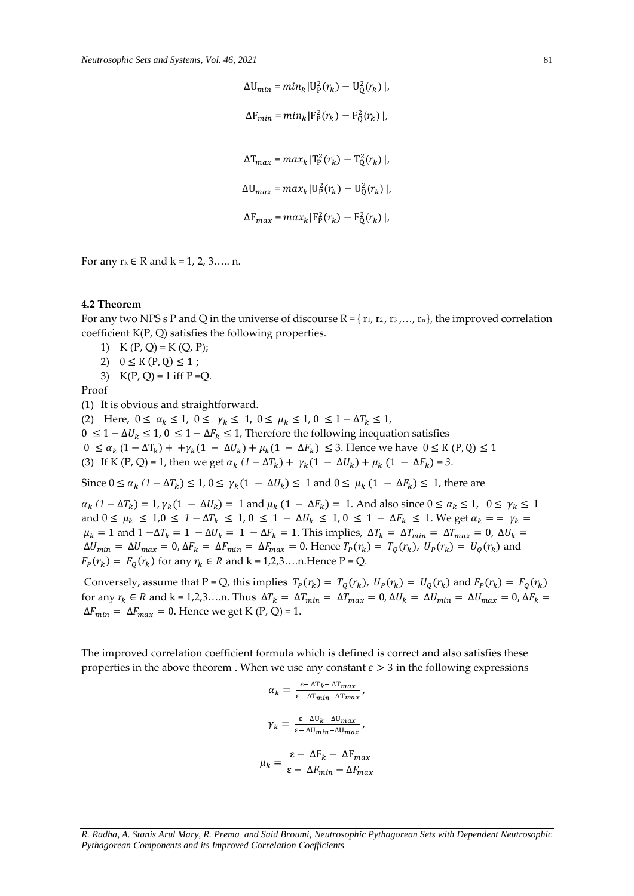$$\Delta U_{min} = min_k |U_P^2(r_k) - U_Q^2(r_k)|,$$

$$\Delta F_{min} = min_k |F_P^2(r_k) - F_Q^2(r_k)|,$$

$$\Delta T_{max} = max_k |T_P^2(r_k) - T_Q^2(r_k)|,$$

$$\Delta U_{max} = max_k |U_P^2(r_k) - U_Q^2(r_k)|,$$

$$\Delta F_{max} = max_k |F_P^2(r_k) - F_Q^2(r_k)|,$$

For any $r_k \in R$ and k = 1, 2, 3….. n.

**4.2 Theorem**

For any two NPS s P and Q in the universe of discourse R = { $r_1$, $r_2$, $r_3$ ,…, $r_n$}, the improved correlation coefficient K(P, Q) satisfies the following properties.

1) K (P, Q) = K (Q, P);
2) $0 \leq$ K (P, Q) $\leq 1$ ;
3) K(P, Q) = 1 iff P =Q.

Proof

(1) It is obvious and straightforward.

(2) Here, $0 \leq \alpha_k \leq 1$, $0 \leq \gamma_k \leq 1$, $0 \leq \mu_k \leq 1$, $0 \leq 1 - \Delta T_k \leq 1$,
$0 \leq 1 - \Delta U_k \leq 1$, $0 \leq 1 - \Delta F_k \leq 1$, Therefore the following inequation satisfies
$0 \leq \alpha_k (1 - \Delta T_k) + +\gamma_k (1 - \Delta U_k) + \mu_k (1 - \Delta F_k) \leq 3$. Hence we have $0 \leq$ K (P, Q) $\leq 1$

(3) If K (P, Q) = 1, then we get $\alpha_k (1 - \Delta T_k) + \gamma_k (1 - \Delta U_k) + \mu_k (1 - \Delta F_k) = 3$.

Since $0 \leq \alpha_k (1 - \Delta T_k) \leq 1$, $0 \leq \gamma_k (1 - \Delta U_k) \leq 1$ and $0 \leq \mu_k (1 - \Delta F_k) \leq 1$, there are

$\alpha_k (1 - \Delta T_k) = 1$, $\gamma_k (1 - \Delta U_k) = 1$ and $\mu_k (1 - \Delta F_k) = 1$. And also since $0 \leq \alpha_k \leq 1$, $0 \leq \gamma_k \leq 1$ and $0 \leq \mu_k \leq 1$,$0 \leq 1 - \Delta T_k \leq 1$, $0 \leq 1 - \Delta U_k \leq 1$, $0 \leq 1 - \Delta F_k \leq 1$. We get $\alpha_k == \gamma_k = \mu_k = 1$ and $1 - \Delta T_k = 1 - \Delta U_k = 1 - \Delta F_k = 1$. This implies, $\Delta T_k = \Delta T_{min} = \Delta T_{max} = 0$, $\Delta U_k = \Delta U_{min} = \Delta U_{max} = 0$, $\Delta F_k = \Delta F_{min} = \Delta F_{max} = 0$. Hence $T_P(r_k) = T_Q(r_k)$, $U_P(r_k) = U_Q(r_k)$ and $F_P(r_k) = F_Q(r_k)$ for any $r_k \in R$ and k = 1,2,3….n.Hence P = Q.

Conversely, assume that P = Q, this implies $T_P(r_k) = T_Q(r_k)$, $U_P(r_k) = U_Q(r_k)$ and $F_P(r_k) = F_Q(r_k)$ for any $r_k \in R$ and k = 1,2,3….n. Thus $\Delta T_k = \Delta T_{min} = \Delta T_{max} = 0$, $\Delta U_k = \Delta U_{min} = \Delta U_{max} = 0$, $\Delta F_k = \Delta F_{min} = \Delta F_{max} = 0$. Hence we get K (P, Q) = 1.

The improved correlation coefficient formula which is defined is correct and also satisfies these properties in the above theorem . When we use any constant $\varepsilon > 3$ in the following expressions

$$\alpha_k = \frac{\varepsilon - \Delta T_k - \Delta T_{max}}{\varepsilon - \Delta T_{min} - \Delta T_{max}},$$

$$\gamma_k = \frac{\varepsilon - \Delta U_k - \Delta U_{max}}{\varepsilon - \Delta U_{min} - \Delta U_{max}},$$

$$\mu_k = \frac{\varepsilon - \Delta F_k - \Delta F_{max}}{\varepsilon - \Delta F_{min} - \Delta F_{max}}$$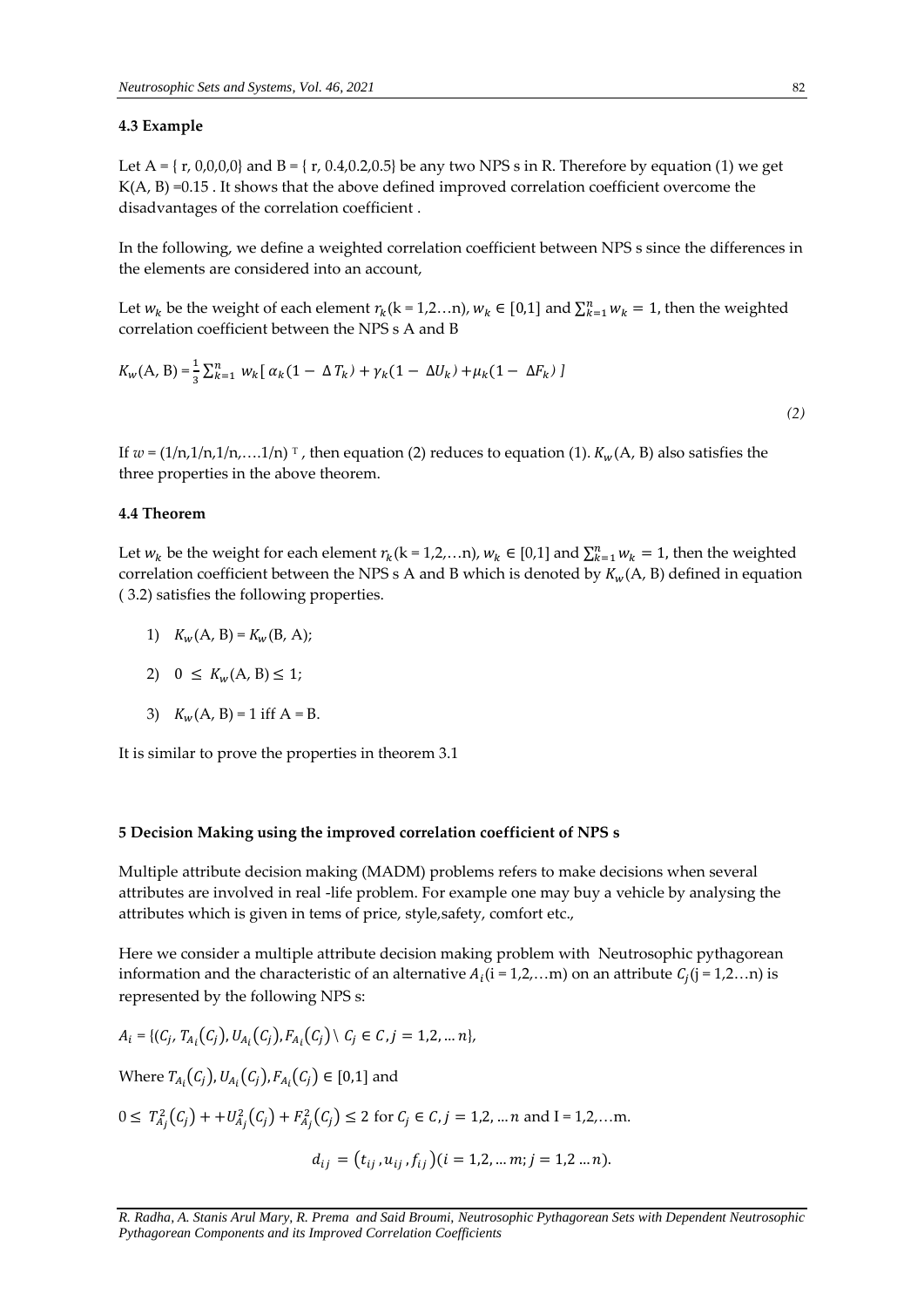#### 4.3 Example

Let A = { r, 0,0,0,0} and B = { r, 0.4,0.2,0.5} be any two NPS s in R. Therefore by equation (1) we get K(A, B) =0.15 . It shows that the above defined improved correlation coefficient overcome the disadvantages of the correlation coefficient .

In the following, we define a weighted correlation coefficient between NPS s since the differences in the elements are considered into an account,

Let $w_k$ be the weight of each element $r_k$(k = 1,2…n), $w_k \in [0,1]$ and $\sum_{k=1}^{n} w_k = 1$, then the weighted correlation coefficient between the NPS s A and B

$$K_w(\text{A, B}) = \frac{1}{3}\sum_{k=1}^{n} w_k[\,\alpha_k(1-\Delta T_k) + \gamma_k(1-\Delta U_k) + \mu_k(1-\Delta F_k)\,] \tag{2}$$

If $w = (1/n, 1/n, 1/n, \ldots. 1/n)^{T}$, then equation (2) reduces to equation (1). $K_w$(A, B) also satisfies the three properties in the above theorem.

#### 4.4 Theorem

Let $w_k$ be the weight for each element $r_k$(k = 1,2,…n), $w_k \in [0,1]$ and $\sum_{k=1}^{n} w_k = 1$, then the weighted correlation coefficient between the NPS s A and B which is denoted by $K_w$(A, B) defined in equation ( 3.2) satisfies the following properties.

1) $K_w$(A, B) = $K_w$(B, A);
2) $0 \leq K_w(\text{A, B}) \leq 1$;
3) $K_w$(A, B) = 1 iff A = B.

It is similar to prove the properties in theorem 3.1

#### 5 Decision Making using the improved correlation coefficient of NPS s

Multiple attribute decision making (MADM) problems refers to make decisions when several attributes are involved in real -life problem. For example one may buy a vehicle by analysing the attributes which is given in tems of price, style,safety, comfort etc.,

Here we consider a multiple attribute decision making problem with Neutrosophic pythagorean information and the characteristic of an alternative $A_i$(i = 1,2,…m) on an attribute $C_j$(j = 1,2…n) is represented by the following NPS s:

$A_i$ = {($C_j$, $T_{A_i}(C_j)$, $U_{A_i}(C_j)$, $F_{A_i}(C_j)$ \ $C_j \in C, j = 1,2, \ldots n$},

Where $T_{A_i}(C_j), U_{A_i}(C_j), F_{A_i}(C_j) \in [0,1]$ and

$0 \leq T_{A_j}^2(C_j) + +U_{A_j}^2(C_j) + F_{A_j}^2(C_j) \leq 2$ for $C_j \in C, j = 1,2, \ldots n$ and I = 1,2,…m.

$$d_{ij} = (t_{ij}, u_{ij}, f_{ij})(i = 1,2, \ldots m; j = 1,2 \ldots n).$$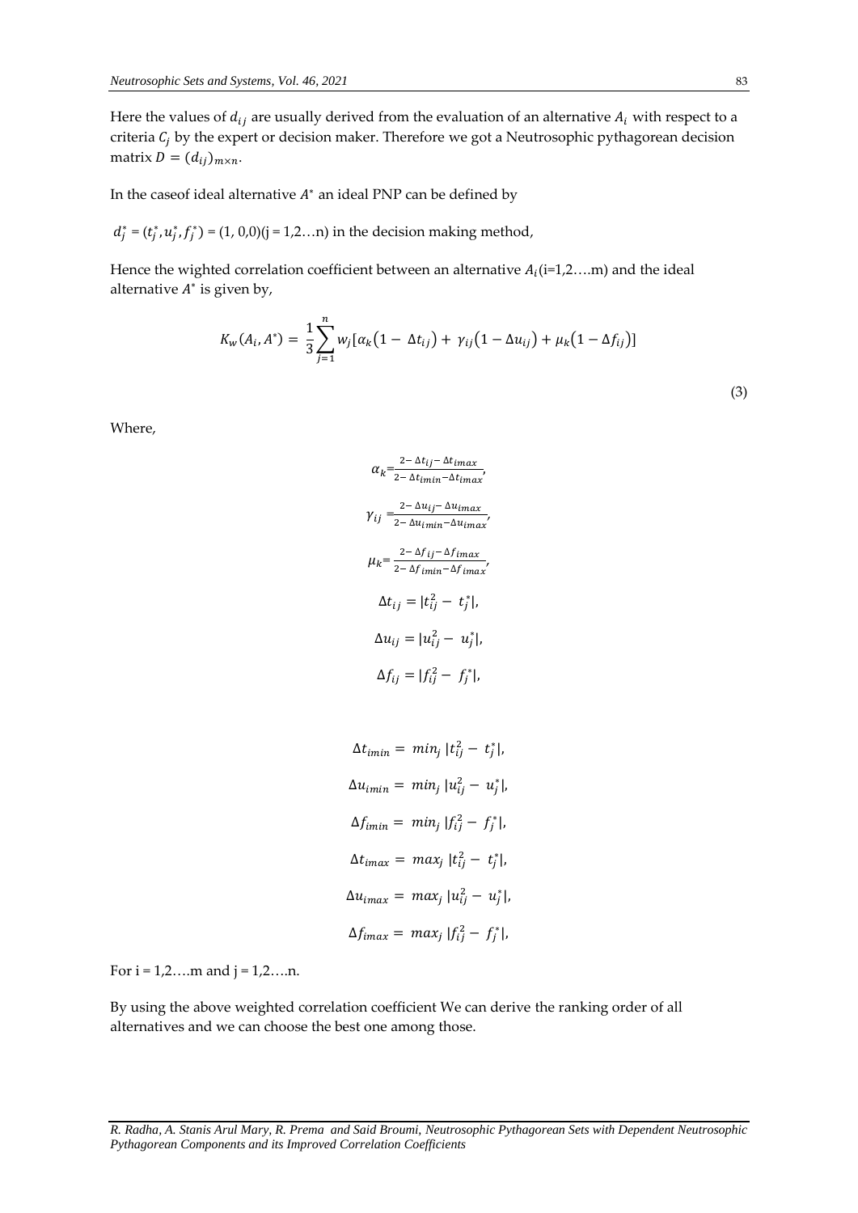Here the values of $d_{ij}$ are usually derived from the evaluation of an alternative $A_i$ with respect to a criteria $C_j$ by the expert or decision maker. Therefore we got a Neutrosophic pythagorean decision matrix $D = (d_{ij})_{m\times n}$.

In the caseof ideal alternative $A^*$ an ideal PNP can be defined by

$d_j^* = (t_j^*, u_j^*, f_j^*)$ = (1, 0,0)(j = 1,2…n) in the decision making method,

Hence the wighted correlation coefficient between an alternative $A_i$(i=1,2….m) and the ideal alternative $A^*$ is given by,

$$K_w(A_i, A^*) = \frac{1}{3}\sum_{j=1}^{n} w_j[\alpha_k(1 - \Delta t_{ij}) + \gamma_{ij}(1 - \Delta u_{ij}) + \mu_k(1 - \Delta f_{ij})] \tag{3}$$

Where,

$$\alpha_k = \frac{2 - \Delta t_{ij} - \Delta t_{imax}}{2 - \Delta t_{imin} - \Delta t_{imax}},$$

$$\gamma_{ij} = \frac{2 - \Delta u_{ij} - \Delta u_{imax}}{2 - \Delta u_{imin} - \Delta u_{imax}},$$

$$\mu_k = \frac{2 - \Delta f_{ij} - \Delta f_{imax}}{2 - \Delta f_{imin} - \Delta f_{imax}},$$

$$\Delta t_{ij} = |t_{ij}^2 - t_j^*|,$$

$$\Delta u_{ij} = |u_{ij}^2 - u_j^*|,$$

$$\Delta f_{ij} = |f_{ij}^2 - f_j^*|,$$

$$\Delta t_{imin} = min_j\, |t_{ij}^2 - t_j^*|,$$

$$\Delta u_{imin} = min_j\, |u_{ij}^2 - u_j^*|,$$

$$\Delta f_{imin} = min_j\, |f_{ij}^2 - f_j^*|,$$

$$\Delta t_{imax} = max_j\, |t_{ij}^2 - t_j^*|,$$

$$\Delta u_{imax} = max_j\, |u_{ij}^2 - u_j^*|,$$

$$\Delta f_{imax} = max_j\, |f_{ij}^2 - f_j^*|,$$

For i = 1,2….m and j = 1,2….n.

By using the above weighted correlation coefficient We can derive the ranking order of all alternatives and we can choose the best one among those.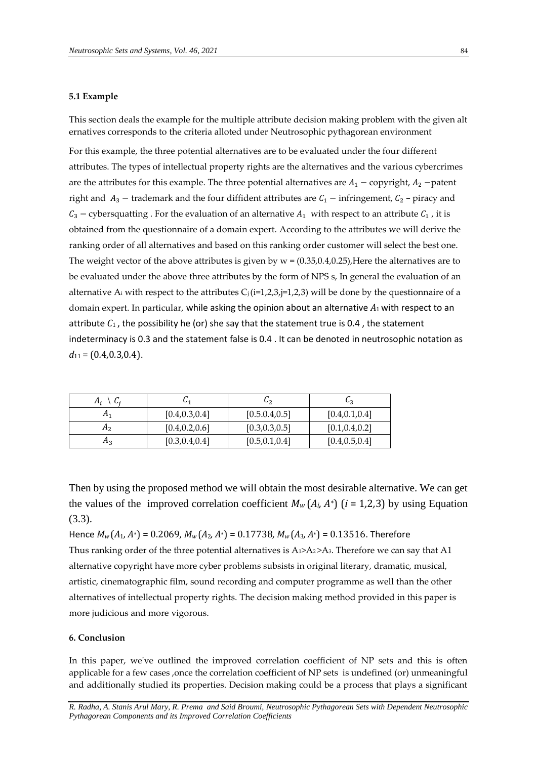#### 5.1 Example

This section deals the example for the multiple attribute decision making problem with the given alt ernatives corresponds to the criteria alloted under Neutrosophic pythagorean environment

For this example, the three potential alternatives are to be evaluated under the four different attributes. The types of intellectual property rights are the alternatives and the various cybercrimes are the attributes for this example. The three potential alternatives are $A_1$ − copyright, $A_2$ −patent right and $A_3$ − trademark and the four diffident attributes are $C_1$ − infringement, $C_2$ – piracy and $C_3$ − cybersquatting . For the evaluation of an alternative $A_1$ with respect to an attribute $C_1$ , it is obtained from the questionnaire of a domain expert. According to the attributes we will derive the ranking order of all alternatives and based on this ranking order customer will select the best one. The weight vector of the above attributes is given by w = (0.35,0.4,0.25),Here the alternatives are to be evaluated under the above three attributes by the form of NPS s, In general the evaluation of an alternative $A_i$ with respect to the attributes $C_j$ (i=1,2,3,j=1,2,3) will be done by the questionnaire of a domain expert. In particular, while asking the opinion about an alternative $A_1$ with respect to an attribute $C_1$ , the possibility he (or) she say that the statement true is 0.4 , the statement indeterminacy is 0.3 and the statement false is 0.4 . It can be denoted in neutrosophic notation as $d_{11}$ = (0.4,0.3,0.4).

| $A_i \setminus C_j$ | $C_1$ | $C_2$ | $C_3$ |
|---|---|---|---|
| $A_1$ | [0.4,0.3,0.4] | [0.5.0.4,0.5] | [0.4,0.1,0.4] |
| $A_2$ | [0.4,0.2,0.6] | [0.3,0.3,0.5] | [0.1,0.4,0.2] |
| $A_3$ | [0.3,0.4,0.4] | [0.5,0.1,0.4] | [0.4,0.5,0.4] |

Then by using the proposed method we will obtain the most desirable alternative. We can get the values of the improved correlation coefficient $M_w(A_i, A^*)$ $(i = 1,2,3)$ by using Equation (3.3).

Hence $M_w(A_1, A^*) = 0.2069$, $M_w(A_2, A^*) = 0.17738$, $M_w(A_3, A^*) = 0.13516$. Therefore

Thus ranking order of the three potential alternatives is $A_1>A_2>A_3$. Therefore we can say that A1 alternative copyright have more cyber problems subsists in original literary, dramatic, musical, artistic, cinematographic film, sound recording and computer programme as well than the other alternatives of intellectual property rights. The decision making method provided in this paper is more judicious and more vigorous.

#### 6. Conclusion

In this paper, we've outlined the improved correlation coefficient of NP sets and this is often applicable for a few cases ,once the correlation coefficient of NP sets is undefined (or) unmeaningful and additionally studied its properties. Decision making could be a process that plays a significant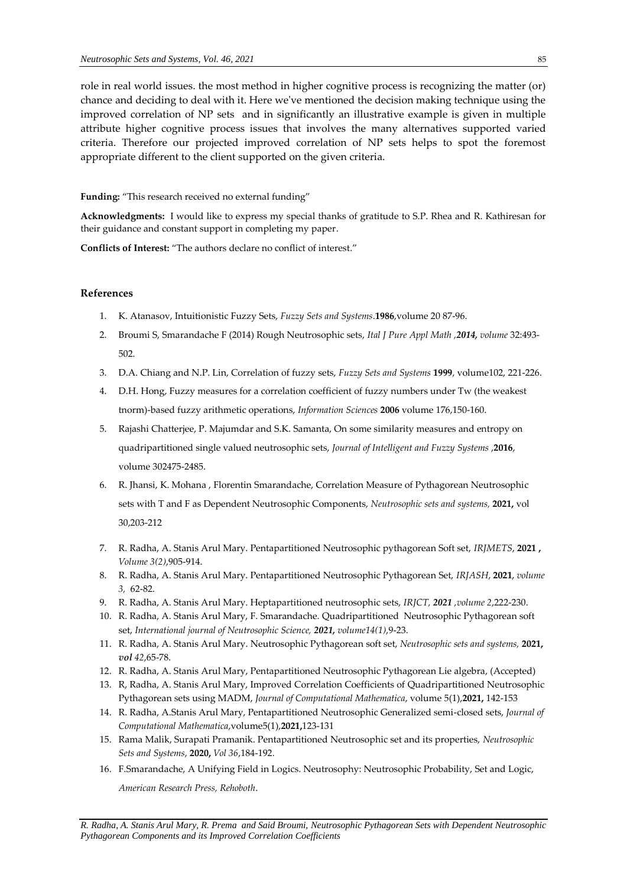role in real world issues. the most method in higher cognitive process is recognizing the matter (or) chance and deciding to deal with it. Here we've mentioned the decision making technique using the improved correlation of NP sets and in significantly an illustrative example is given in multiple attribute higher cognitive process issues that involves the many alternatives supported varied criteria. Therefore our projected improved correlation of NP sets helps to spot the foremost appropriate different to the client supported on the given criteria.

**Funding:** "This research received no external funding"

**Acknowledgments:** I would like to express my special thanks of gratitude to S.P. Rhea and R. Kathiresan for their guidance and constant support in completing my paper.

**Conflicts of Interest:** "The authors declare no conflict of interest."

## References

1. K. Atanasov, Intuitionistic Fuzzy Sets, *Fuzzy Sets and Systems*.**1986**,volume 20 87-96.
2. Broumi S, Smarandache F (2014) Rough Neutrosophic sets, *Ital J Pure Appl Math ,**2014,** volume* 32:493-502.
3. D.A. Chiang and N.P. Lin, Correlation of fuzzy sets, *Fuzzy Sets and Systems* **1999**, volume102, 221-226.
4. D.H. Hong, Fuzzy measures for a correlation coefficient of fuzzy numbers under Tw (the weakest tnorm)-based fuzzy arithmetic operations, *Information Sciences* **2006** volume 176,150-160.
5. Rajashi Chatterjee, P. Majumdar and S.K. Samanta, On some similarity measures and entropy on quadripartitioned single valued neutrosophic sets, *Journal of Intelligent and Fuzzy Systems* ,**2016**, volume 302475-2485.
6. R. Jhansi, K. Mohana , Florentin Smarandache, Correlation Measure of Pythagorean Neutrosophic sets with T and F as Dependent Neutrosophic Components, *Neutrosophic sets and systems,* **2021,** vol 30,203-212
7. R. Radha, A. Stanis Arul Mary. Pentapartitioned Neutrosophic pythagorean Soft set, *IRJMETS*, **2021 ,** *Volume 3(2)*,905-914.
8. R. Radha, A. Stanis Arul Mary. Pentapartitioned Neutrosophic Pythagorean Set, *IRJASH*, **2021**, *volume 3,* 62-82.
9. R. Radha, A. Stanis Arul Mary. Heptapartitioned neutrosophic sets, *IRJCT, **2021** ,volume 2*,222-230.
10. R. Radha, A. Stanis Arul Mary, F. Smarandache. Quadripartitioned Neutrosophic Pythagorean soft set, *International journal of Neutrosophic Science, **2021,** volume14(1)*,9-23.
11. R. Radha, A. Stanis Arul Mary. Neutrosophic Pythagorean soft set, *Neutrosophic sets and systems,* **2021,** ***vol** 42*,65-78.
12. R. Radha, A. Stanis Arul Mary, Pentapartitioned Neutrosophic Pythagorean Lie algebra, (Accepted)
13. R, Radha, A. Stanis Arul Mary, Improved Correlation Coefficients of Quadripartitioned Neutrosophic Pythagorean sets using MADM, *Journal of Computational Mathematica*, volume 5(1),**2021,** 142-153
14. R. Radha, A.Stanis Arul Mary, Pentapartitioned Neutrosophic Generalized semi-closed sets, *Journal of Computational Mathematica*,volume5(1),**2021,**123-131
15. Rama Malik, Surapati Pramanik. Pentapartitioned Neutrosophic set and its properties, *Neutrosophic Sets and Systems*, **2020,** *Vol 36*,184-192.
16. F.Smarandache, A Unifying Field in Logics. Neutrosophy: Neutrosophic Probability, Set and Logic, *American Research Press, Rehoboth*.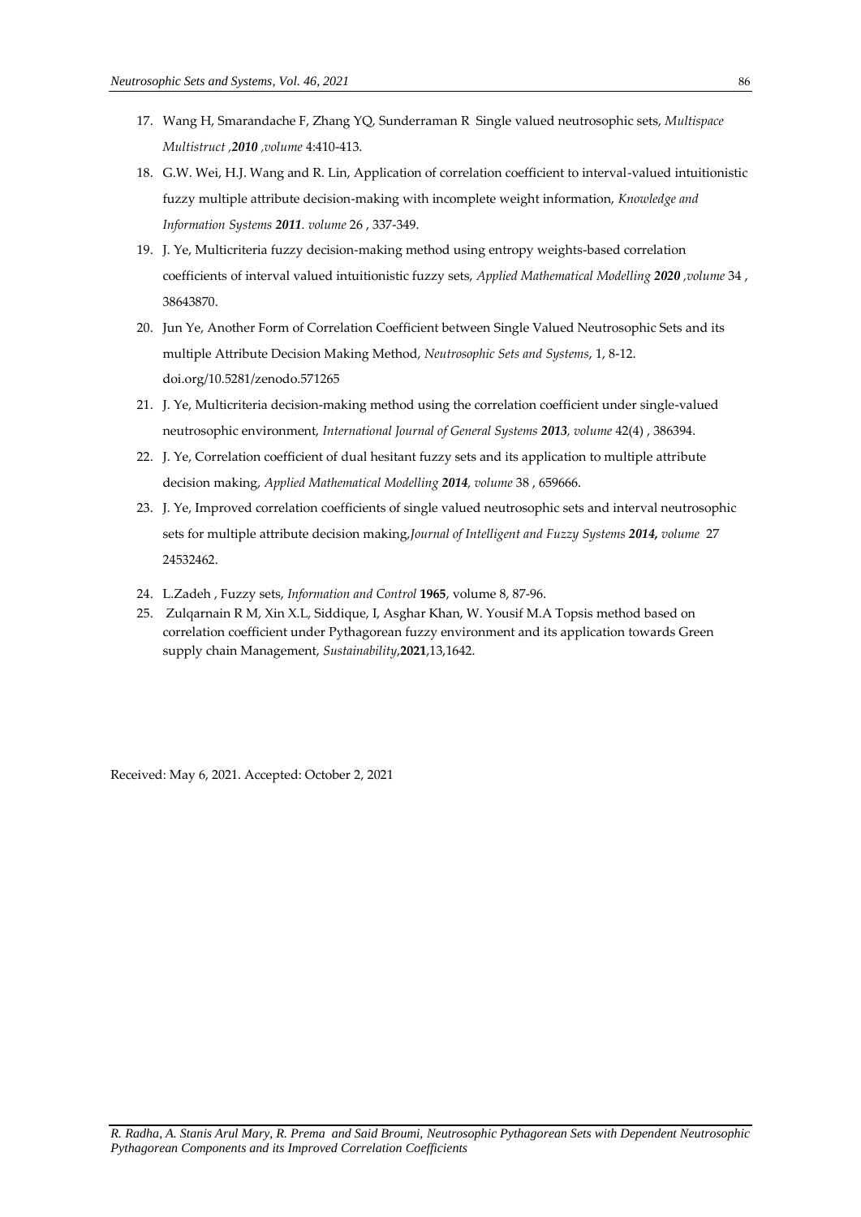17. Wang H, Smarandache F, Zhang YQ, Sunderraman R Single valued neutrosophic sets, *Multispace Multistruct ,**2010** ,volume* 4:410-413.
18. G.W. Wei, H.J. Wang and R. Lin, Application of correlation coefficient to interval-valued intuitionistic fuzzy multiple attribute decision-making with incomplete weight information, *Knowledge and Information Systems **2011**. volume* 26 , 337-349.
19. J. Ye, Multicriteria fuzzy decision-making method using entropy weights-based correlation coefficients of interval valued intuitionistic fuzzy sets, *Applied Mathematical Modelling **2020** ,volume* 34 , 38643870.
20. Jun Ye, Another Form of Correlation Coefficient between Single Valued Neutrosophic Sets and its multiple Attribute Decision Making Method, *Neutrosophic Sets and Systems*, 1, 8-12. doi.org/10.5281/zenodo.571265
21. J. Ye, Multicriteria decision-making method using the correlation coefficient under single-valued neutrosophic environment, *International Journal of General Systems **2013**, volume* 42(4) , 386394.
22. J. Ye, Correlation coefficient of dual hesitant fuzzy sets and its application to multiple attribute decision making, *Applied Mathematical Modelling **2014**, volume* 38 , 659666.
23. J. Ye, Improved correlation coefficients of single valued neutrosophic sets and interval neutrosophic sets for multiple attribute decision making,*Journal of Intelligent and Fuzzy Systems **2014,** volume* 27 24532462.
24. L.Zadeh , Fuzzy sets, *Information and Control* **1965**, volume 8, 87-96.
25. Zulqarnain R M, Xin X.L, Siddique, I, Asghar Khan, W. Yousif M.A Topsis method based on correlation coefficient under Pythagorean fuzzy environment and its application towards Green supply chain Management, *Sustainability*,**2021**,13,1642.

Received: May 6, 2021. Accepted: October 2, 2021